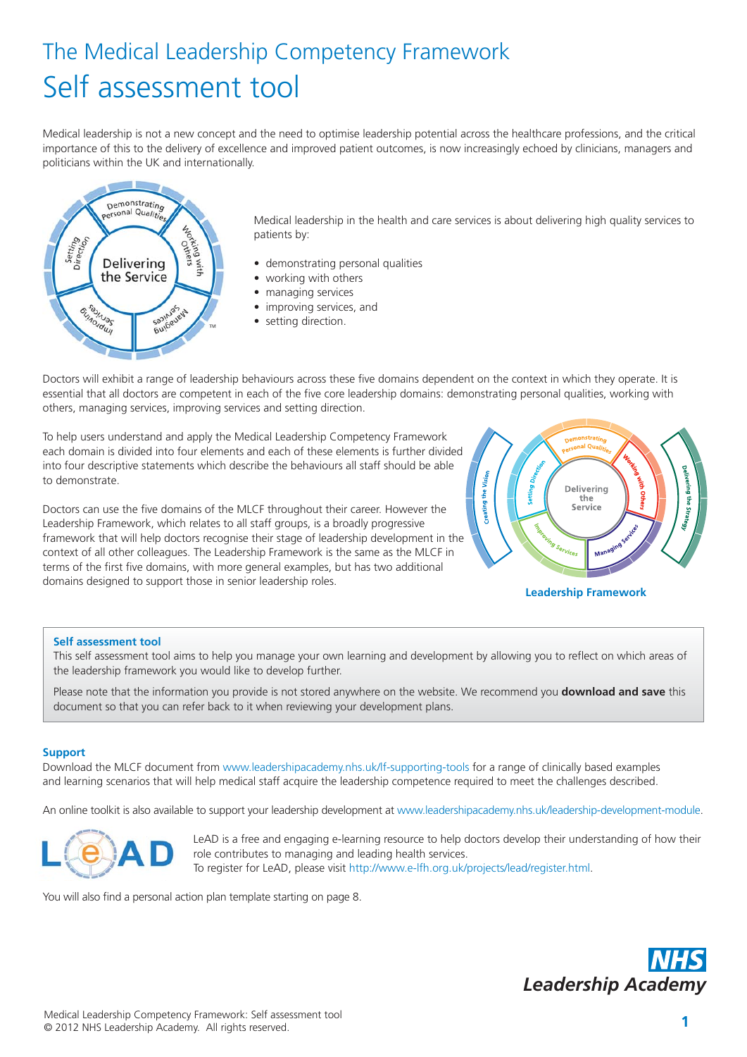# The Medical Leadership Competency Framework

# Self assessment tool

Medical leadership is not a new concept and the need to optimise leadership potential across the healthcare professions, and the critical importance of this to the delivery of excellence and improved patient outcomes, is now increasingly echoed by clinicians, managers and politicians within the UK and internationally.

Medical leadership in the health and care services is about delivering high quality services to patients by:

- demonstrating personal qualities
- working with others
- managing services
- improving services, and
- setting direction.

Doctors will exhibit a range of leadership behaviours across these five domains dependent on the context in which they operate. It is essential that all doctors are competent in each of the five core leadership domains: demonstrating personal qualities, working with others, managing services, improving services and setting direction.

To help users understand and apply the Medical Leadership Competency Framework each domain is divided into four elements and each of these elements is further divided into four descriptive statements which describe the behaviours all staff should be able to demonstrate.

Doctors can use the five domains of the MLCF throughout their career. However the Leadership Framework, which relates to all staff groups, is a broadly progressive framework that will help doctors recognise their stage of leadership development in the context of all other colleagues. The Leadership Framework is the same as the MLCF in terms of the first five domains, with more general examples, but has two additional domains designed to support those in senior leadership roles.

Leadership Framework

### Self assessment tool

This self assessment tool aims to help you manage your own learning and development by allowing you to reflect on which areas of the leadership framework you would like to develop further.

Please note that the information you provide is not stored anywhere on the website. We recommend you **download and save** this document so that you can refer back to it when reviewing your development plans.

### Support

Download the MLCF document from www.leadershipacademy.nhs.uk/lf-supporting-tools for a range of clinically based examples and learning scenarios that will help medical staff acquire the leadership competence required to meet the challenges described.

An online toolkit is also available to support your leadership development at www.leadershipacademy.nhs.uk/leadership-development-module.

LeAD is a free and engaging e-learning resource to help doctors develop their understanding of how their role contributes to managing and leading health services.
To register for LeAD, please visit http://www.e-lfh.org.uk/projects/lead/register.html.

You will also find a personal action plan template starting on page 8.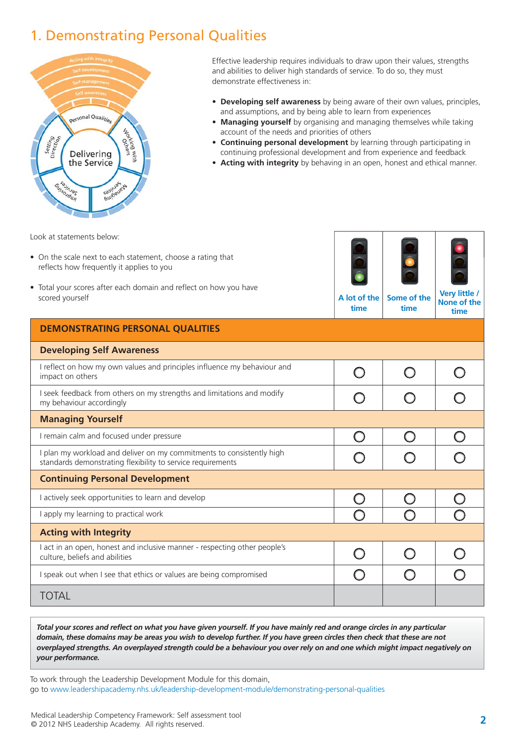# 1. Demonstrating Personal Qualities

Effective leadership requires individuals to draw upon their values, strengths and abilities to deliver high standards of service. To do so, they must demonstrate effectiveness in:

- **Developing self awareness** by being aware of their own values, principles, and assumptions, and by being able to learn from experiences
- **Managing yourself** by organising and managing themselves while taking account of the needs and priorities of others
- **Continuing personal development** by learning through participating in continuing professional development and from experience and feedback
- **Acting with integrity** by behaving in an open, honest and ethical manner.

Look at statements below:

- On the scale next to each statement, choose a rating that reflects how frequently it applies to you
- Total your scores after each domain and reflect on how you have scored yourself

| | A lot of the time | Some of the time | Very little / None of the time |
|---|---|---|---|
| **DEMONSTRATING PERSONAL QUALITIES** | | | |
| **Developing Self Awareness** | | | |
| I reflect on how my own values and principles influence my behaviour and impact on others | ○ | ○ | ○ |
| I seek feedback from others on my strengths and limitations and modify my behaviour accordingly | ○ | ○ | ○ |
| **Managing Yourself** | | | |
| I remain calm and focused under pressure | ○ | ○ | ○ |
| I plan my workload and deliver on my commitments to consistently high standards demonstrating flexibility to service requirements | ○ | ○ | ○ |
| **Continuing Personal Development** | | | |
| I actively seek opportunities to learn and develop | ○ | ○ | ○ |
| I apply my learning to practical work | ○ | ○ | ○ |
| **Acting with Integrity** | | | |
| I act in an open, honest and inclusive manner - respecting other people's culture, beliefs and abilities | ○ | ○ | ○ |
| I speak out when I see that ethics or values are being compromised | ○ | ○ | ○ |
| TOTAL | | | |

***Total your scores and reflect on what you have given yourself. If you have mainly red and orange circles in any particular domain, these domains may be areas you wish to develop further. If you have green circles then check that these are not overplayed strengths. An overplayed strength could be a behaviour you over rely on and one which might impact negatively on your performance.***

To work through the Leadership Development Module for this domain, go to www.leadershipacademy.nhs.uk/leadership-development-module/demonstrating-personal-qualities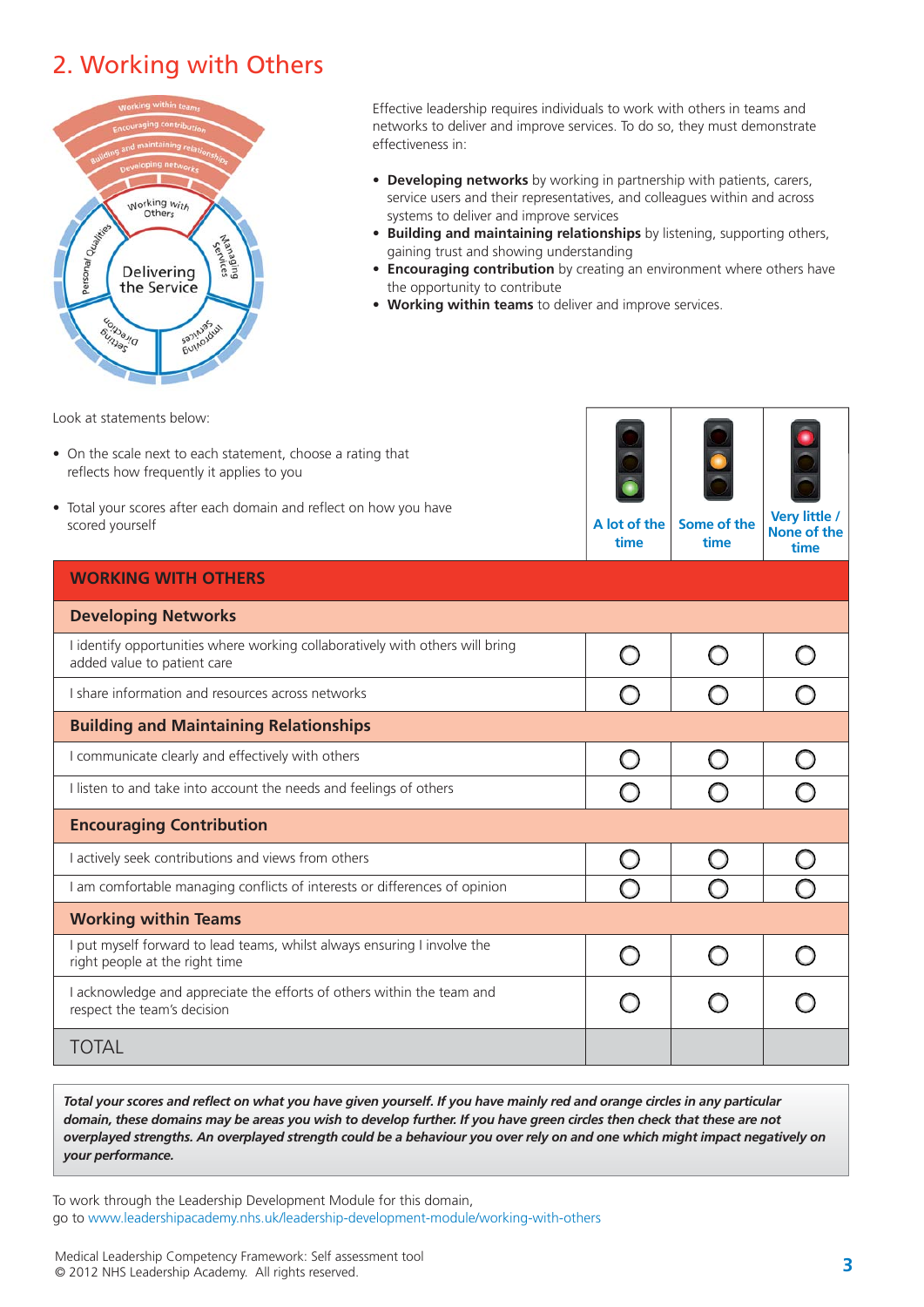# 2. Working with Others

Effective leadership requires individuals to work with others in teams and networks to deliver and improve services. To do so, they must demonstrate effectiveness in:

- **Developing networks** by working in partnership with patients, carers, service users and their representatives, and colleagues within and across systems to deliver and improve services
- **Building and maintaining relationships** by listening, supporting others, gaining trust and showing understanding
- **Encouraging contribution** by creating an environment where others have the opportunity to contribute
- **Working within teams** to deliver and improve services.

Look at statements below:

- On the scale next to each statement, choose a rating that reflects how frequently it applies to you
- Total your scores after each domain and reflect on how you have scored yourself

| | A lot of the time | Some of the time | Very little / None of the time |
|---|---|---|---|
| **WORKING WITH OTHERS** | | | |
| **Developing Networks** | | | |
| I identify opportunities where working collaboratively with others will bring added value to patient care | ○ | ○ | ○ |
| I share information and resources across networks | ○ | ○ | ○ |
| **Building and Maintaining Relationships** | | | |
| I communicate clearly and effectively with others | ○ | ○ | ○ |
| I listen to and take into account the needs and feelings of others | ○ | ○ | ○ |
| **Encouraging Contribution** | | | |
| I actively seek contributions and views from others | ○ | ○ | ○ |
| I am comfortable managing conflicts of interests or differences of opinion | ○ | ○ | ○ |
| **Working within Teams** | | | |
| I put myself forward to lead teams, whilst always ensuring I involve the right people at the right time | ○ | ○ | ○ |
| I acknowledge and appreciate the efforts of others within the team and respect the team's decision | ○ | ○ | ○ |
| TOTAL | | | |

***Total your scores and reflect on what you have given yourself. If you have mainly red and orange circles in any particular domain, these domains may be areas you wish to develop further. If you have green circles then check that these are not overplayed strengths. An overplayed strength could be a behaviour you over rely on and one which might impact negatively on your performance.***

To work through the Leadership Development Module for this domain, go to www.leadershipacademy.nhs.uk/leadership-development-module/working-with-others

Medical Leadership Competency Framework: Self assessment tool
© 2012 NHS Leadership Academy. All rights reserved.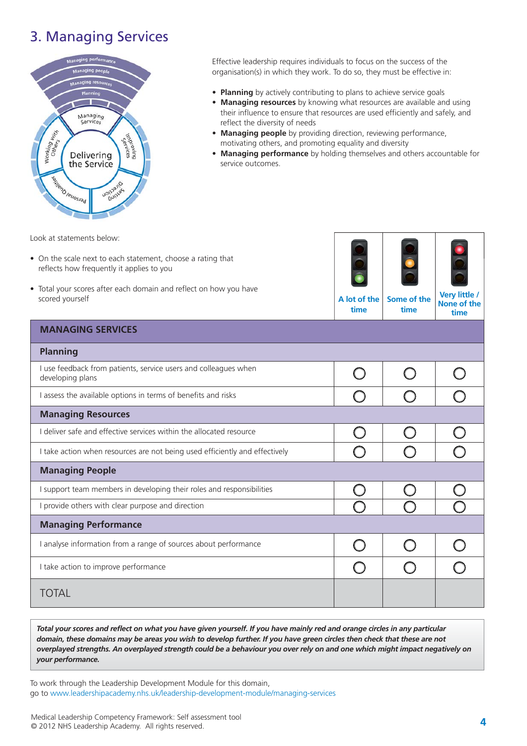# 3. Managing Services

Effective leadership requires individuals to focus on the success of the organisation(s) in which they work. To do so, they must be effective in:

- **Planning** by actively contributing to plans to achieve service goals
- **Managing resources** by knowing what resources are available and using their influence to ensure that resources are used efficiently and safely, and reflect the diversity of needs
- **Managing people** by providing direction, reviewing performance, motivating others, and promoting equality and diversity
- **Managing performance** by holding themselves and others accountable for service outcomes.

Look at statements below:

- On the scale next to each statement, choose a rating that reflects how frequently it applies to you
- Total your scores after each domain and reflect on how you have scored yourself

| | A lot of the time | Some of the time | Very little / None of the time |
|---|---|---|---|
| **MANAGING SERVICES** | | | |
| **Planning** | | | |
| I use feedback from patients, service users and colleagues when developing plans | ○ | ○ | ○ |
| I assess the available options in terms of benefits and risks | ○ | ○ | ○ |
| **Managing Resources** | | | |
| I deliver safe and effective services within the allocated resource | ○ | ○ | ○ |
| I take action when resources are not being used efficiently and effectively | ○ | ○ | ○ |
| **Managing People** | | | |
| I support team members in developing their roles and responsibilities | ○ | ○ | ○ |
| I provide others with clear purpose and direction | ○ | ○ | ○ |
| **Managing Performance** | | | |
| I analyse information from a range of sources about performance | ○ | ○ | ○ |
| I take action to improve performance | ○ | ○ | ○ |
| TOTAL | | | |

***Total your scores and reflect on what you have given yourself. If you have mainly red and orange circles in any particular domain, these domains may be areas you wish to develop further. If you have green circles then check that these are not overplayed strengths. An overplayed strength could be a behaviour you over rely on and one which might impact negatively on your performance.***

To work through the Leadership Development Module for this domain, go to www.leadershipacademy.nhs.uk/leadership-development-module/managing-services

Medical Leadership Competency Framework: Self assessment tool
© 2012 NHS Leadership Academy. All rights reserved.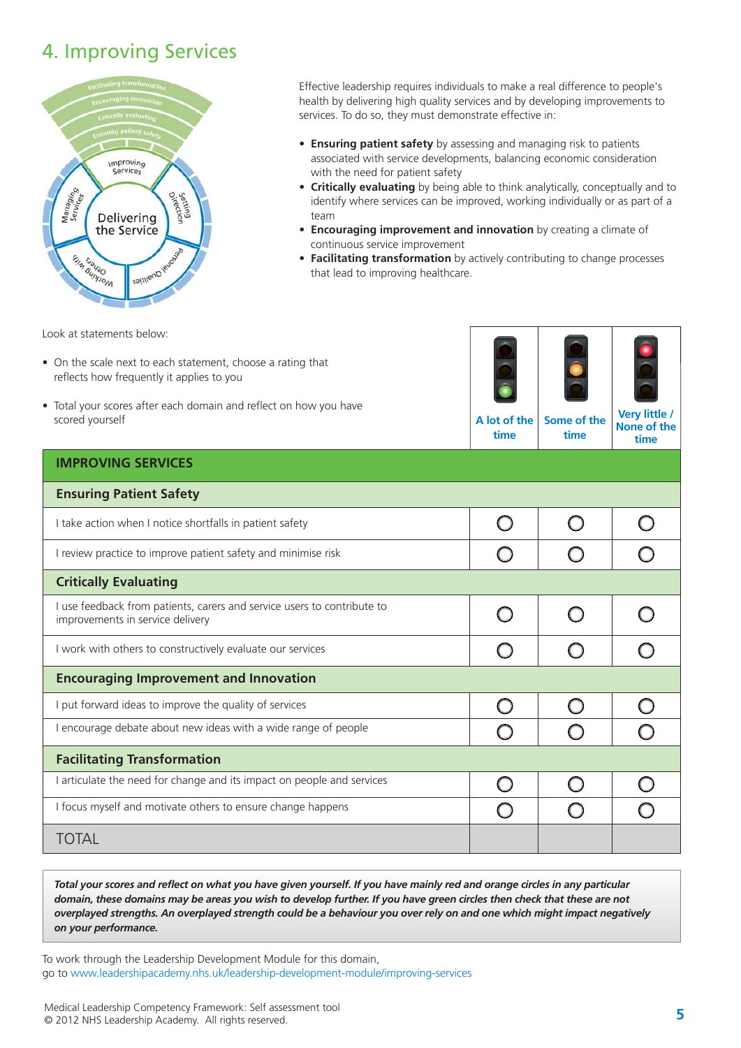# 4. Improving Services

Effective leadership requires individuals to make a real difference to people's health by delivering high quality services and by developing improvements to services. To do so, they must demonstrate effective in:

- **Ensuring patient safety** by assessing and managing risk to patients associated with service developments, balancing economic consideration with the need for patient safety
- **Critically evaluating** by being able to think analytically, conceptually and to identify where services can be improved, working individually or as part of a team
- **Encouraging improvement and innovation** by creating a climate of continuous service improvement
- **Facilitating transformation** by actively contributing to change processes that lead to improving healthcare.

Look at statements below:

- On the scale next to each statement, choose a rating that reflects how frequently it applies to you
- Total your scores after each domain and reflect on how you have scored yourself

| IMPROVING SERVICES | A lot of the time | Some of the time | Very little / None of the time |
|---|---|---|---|
| **Ensuring Patient Safety** | | | |
| I take action when I notice shortfalls in patient safety | ○ | ○ | ○ |
| I review practice to improve patient safety and minimise risk | ○ | ○ | ○ |
| **Critically Evaluating** | | | |
| I use feedback from patients, carers and service users to contribute to improvements in service delivery | ○ | ○ | ○ |
| I work with others to constructively evaluate our services | ○ | ○ | ○ |
| **Encouraging Improvement and Innovation** | | | |
| I put forward ideas to improve the quality of services | ○ | ○ | ○ |
| I encourage debate about new ideas with a wide range of people | ○ | ○ | ○ |
| **Facilitating Transformation** | | | |
| I articulate the need for change and its impact on people and services | ○ | ○ | ○ |
| I focus myself and motivate others to ensure change happens | ○ | ○ | ○ |
| TOTAL | | | |

***Total your scores and reflect on what you have given yourself. If you have mainly red and orange circles in any particular domain, these domains may be areas you wish to develop further. If you have green circles then check that these are not overplayed strengths. An overplayed strength could be a behaviour you over rely on and one which might impact negatively on your performance.***

To work through the Leadership Development Module for this domain, go to www.leadershipacademy.nhs.uk/leadership-development-module/improving-services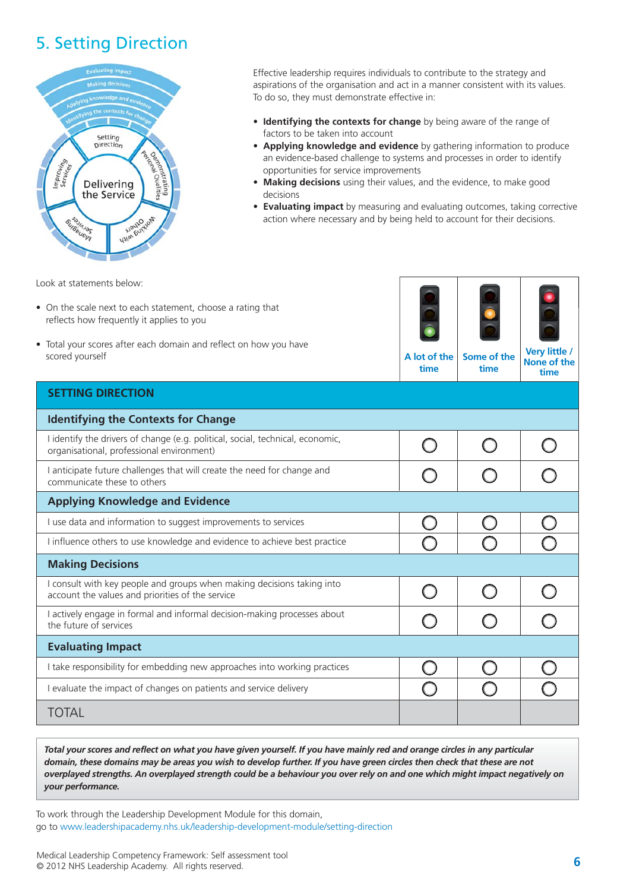# 5. Setting Direction

Effective leadership requires individuals to contribute to the strategy and aspirations of the organisation and act in a manner consistent with its values. To do so, they must demonstrate effective in:

- **Identifying the contexts for change** by being aware of the range of factors to be taken into account
- **Applying knowledge and evidence** by gathering information to produce an evidence-based challenge to systems and processes in order to identify opportunities for service improvements
- **Making decisions** using their values, and the evidence, to make good decisions
- **Evaluating impact** by measuring and evaluating outcomes, taking corrective action where necessary and by being held to account for their decisions.

Look at statements below:

- On the scale next to each statement, choose a rating that reflects how frequently it applies to you
- Total your scores after each domain and reflect on how you have scored yourself

| SETTING DIRECTION | A lot of the time | Some of the time | Very little / None of the time |
|---|---|---|---|
| **Identifying the Contexts for Change** | | | |
| I identify the drivers of change (e.g. political, social, technical, economic, organisational, professional environment) | ○ | ○ | ○ |
| I anticipate future challenges that will create the need for change and communicate these to others | ○ | ○ | ○ |
| **Applying Knowledge and Evidence** | | | |
| I use data and information to suggest improvements to services | ○ | ○ | ○ |
| I influence others to use knowledge and evidence to achieve best practice | ○ | ○ | ○ |
| **Making Decisions** | | | |
| I consult with key people and groups when making decisions taking into account the values and priorities of the service | ○ | ○ | ○ |
| I actively engage in formal and informal decision-making processes about the future of services | ○ | ○ | ○ |
| **Evaluating Impact** | | | |
| I take responsibility for embedding new approaches into working practices | ○ | ○ | ○ |
| I evaluate the impact of changes on patients and service delivery | ○ | ○ | ○ |
| TOTAL | | | |

***Total your scores and reflect on what you have given yourself. If you have mainly red and orange circles in any particular domain, these domains may be areas you wish to develop further. If you have green circles then check that these are not overplayed strengths. An overplayed strength could be a behaviour you over rely on and one which might impact negatively on your performance.***

To work through the Leadership Development Module for this domain, go to www.leadershipacademy.nhs.uk/leadership-development-module/setting-direction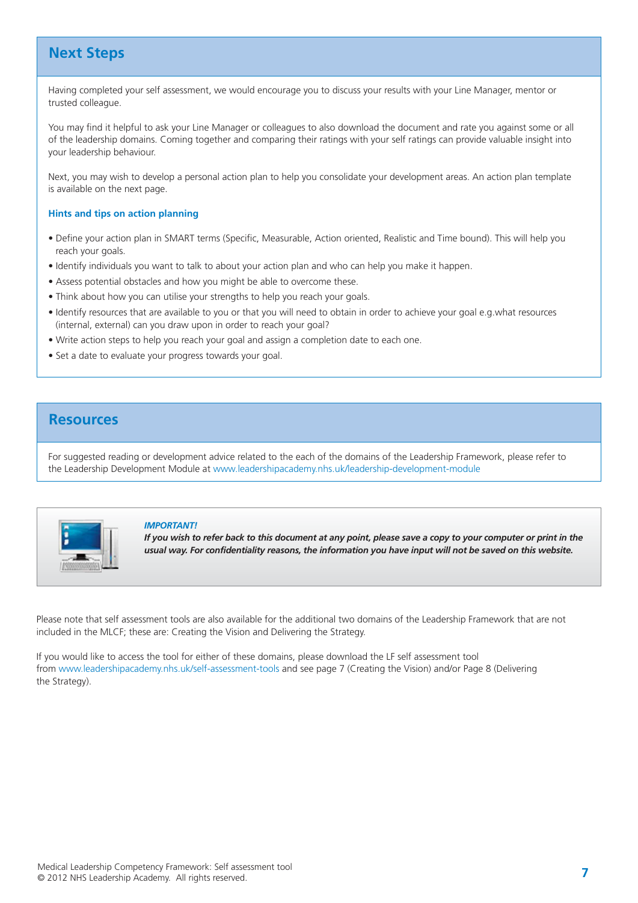## Next Steps

Having completed your self assessment, we would encourage you to discuss your results with your Line Manager, mentor or trusted colleague.

You may find it helpful to ask your Line Manager or colleagues to also download the document and rate you against some or all of the leadership domains. Coming together and comparing their ratings with your self ratings can provide valuable insight into your leadership behaviour.

Next, you may wish to develop a personal action plan to help you consolidate your development areas. An action plan template is available on the next page.

### Hints and tips on action planning

- Define your action plan in SMART terms (Specific, Measurable, Action oriented, Realistic and Time bound). This will help you reach your goals.
- Identify individuals you want to talk to about your action plan and who can help you make it happen.
- Assess potential obstacles and how you might be able to overcome these.
- Think about how you can utilise your strengths to help you reach your goals.
- Identify resources that are available to you or that you will need to obtain in order to achieve your goal e.g.what resources (internal, external) can you draw upon in order to reach your goal?
- Write action steps to help you reach your goal and assign a completion date to each one.
- Set a date to evaluate your progress towards your goal.

## Resources

For suggested reading or development advice related to the each of the domains of the Leadership Framework, please refer to the Leadership Development Module at www.leadershipacademy.nhs.uk/leadership-development-module

***IMPORTANT!***
***If you wish to refer back to this document at any point, please save a copy to your computer or print in the usual way. For confidentiality reasons, the information you have input will not be saved on this website.***

Please note that self assessment tools are also available for the additional two domains of the Leadership Framework that are not included in the MLCF; these are: Creating the Vision and Delivering the Strategy.

If you would like to access the tool for either of these domains, please download the LF self assessment tool from www.leadershipacademy.nhs.uk/self-assessment-tools and see page 7 (Creating the Vision) and/or Page 8 (Delivering the Strategy).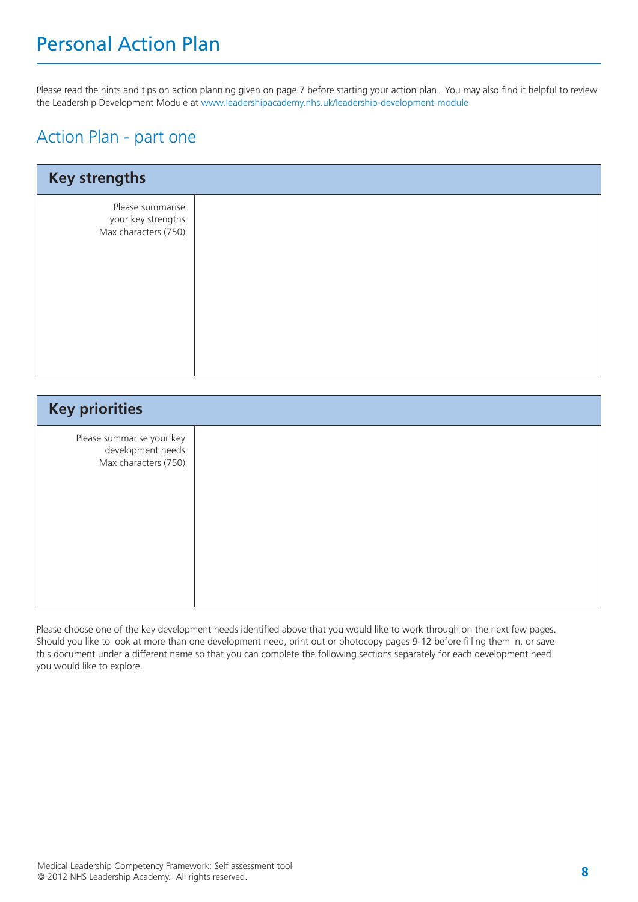# Personal Action Plan

Please read the hints and tips on action planning given on page 7 before starting your action plan. You may also find it helpful to review the Leadership Development Module at www.leadershipacademy.nhs.uk/leadership-development-module

## Action Plan - part one

| Key strengths | |
|---|---|
| Please summarise your key strengths Max characters (750) | |

| Key priorities | |
|---|---|
| Please summarise your key development needs Max characters (750) | |

Please choose one of the key development needs identified above that you would like to work through on the next few pages. Should you like to look at more than one development need, print out or photocopy pages 9-12 before filling them in, or save this document under a different name so that you can complete the following sections separately for each development need you would like to explore.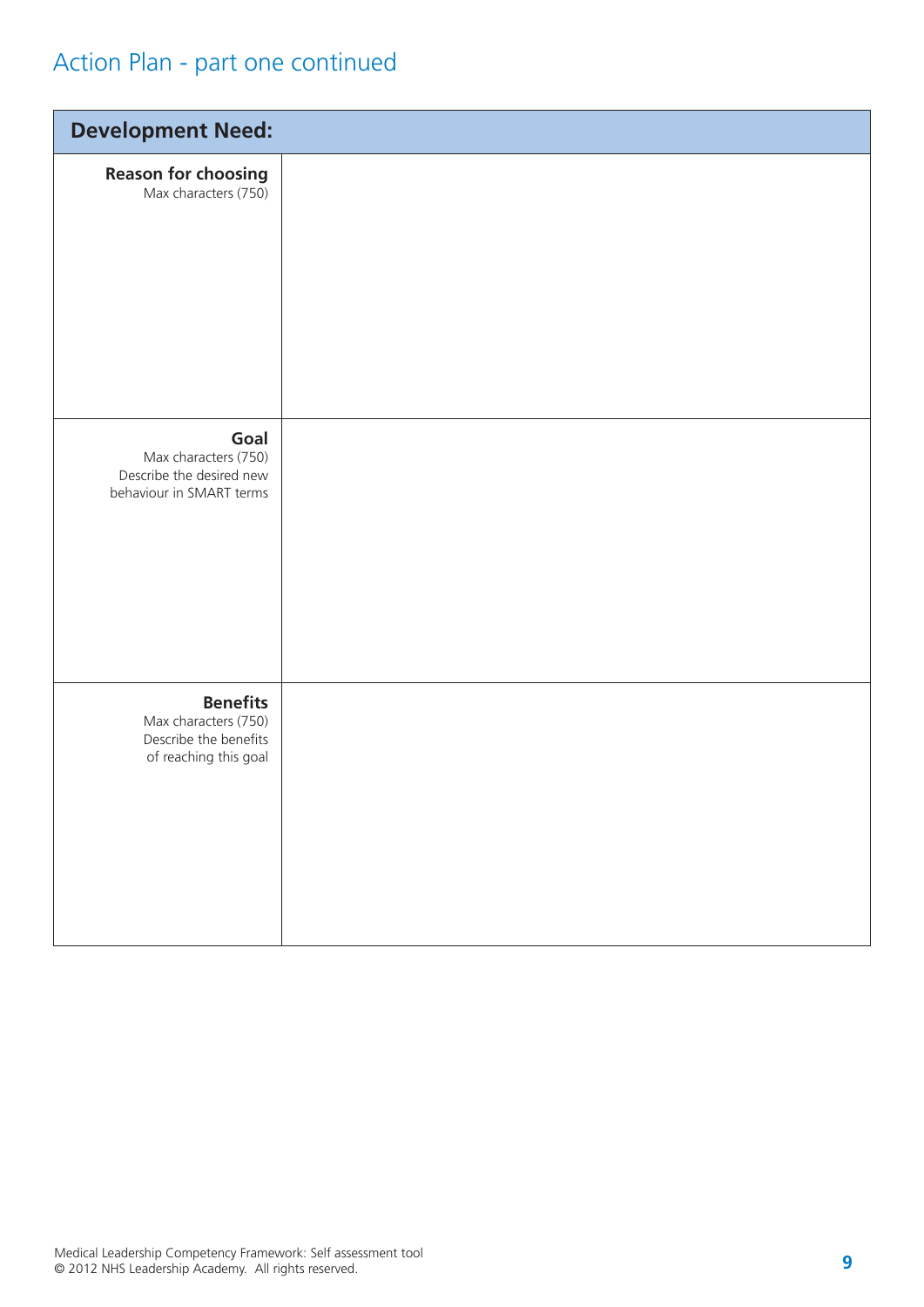# Action Plan - part one continued

| **Development Need:** | |
|---|---|
| **Reason for choosing** Max characters (750) | |
| **Goal** Max characters (750) Describe the desired new behaviour in SMART terms | |
| **Benefits** Max characters (750) Describe the benefits of reaching this goal | |

Medical Leadership Competency Framework: Self assessment tool
© 2012 NHS Leadership Academy. All rights reserved.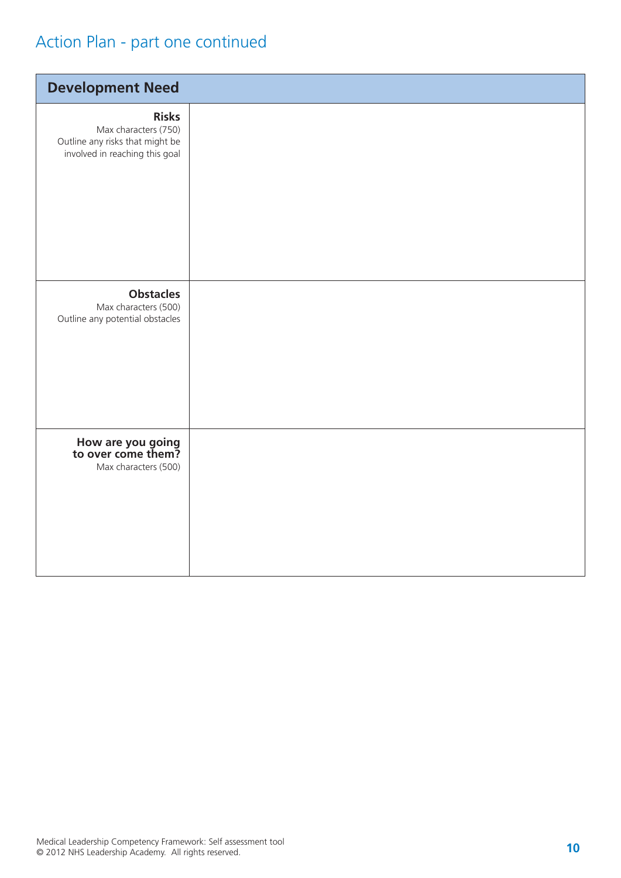# Action Plan - part one continued

| Development Need | |
|---|---|
| **Risks**<br>Max characters (750)<br>Outline any risks that might be involved in reaching this goal | |
| **Obstacles**<br>Max characters (500)<br>Outline any potential obstacles | |
| **How are you going to over come them?**<br>Max characters (500) | |

Medical Leadership Competency Framework: Self assessment tool
© 2012 NHS Leadership Academy. All rights reserved.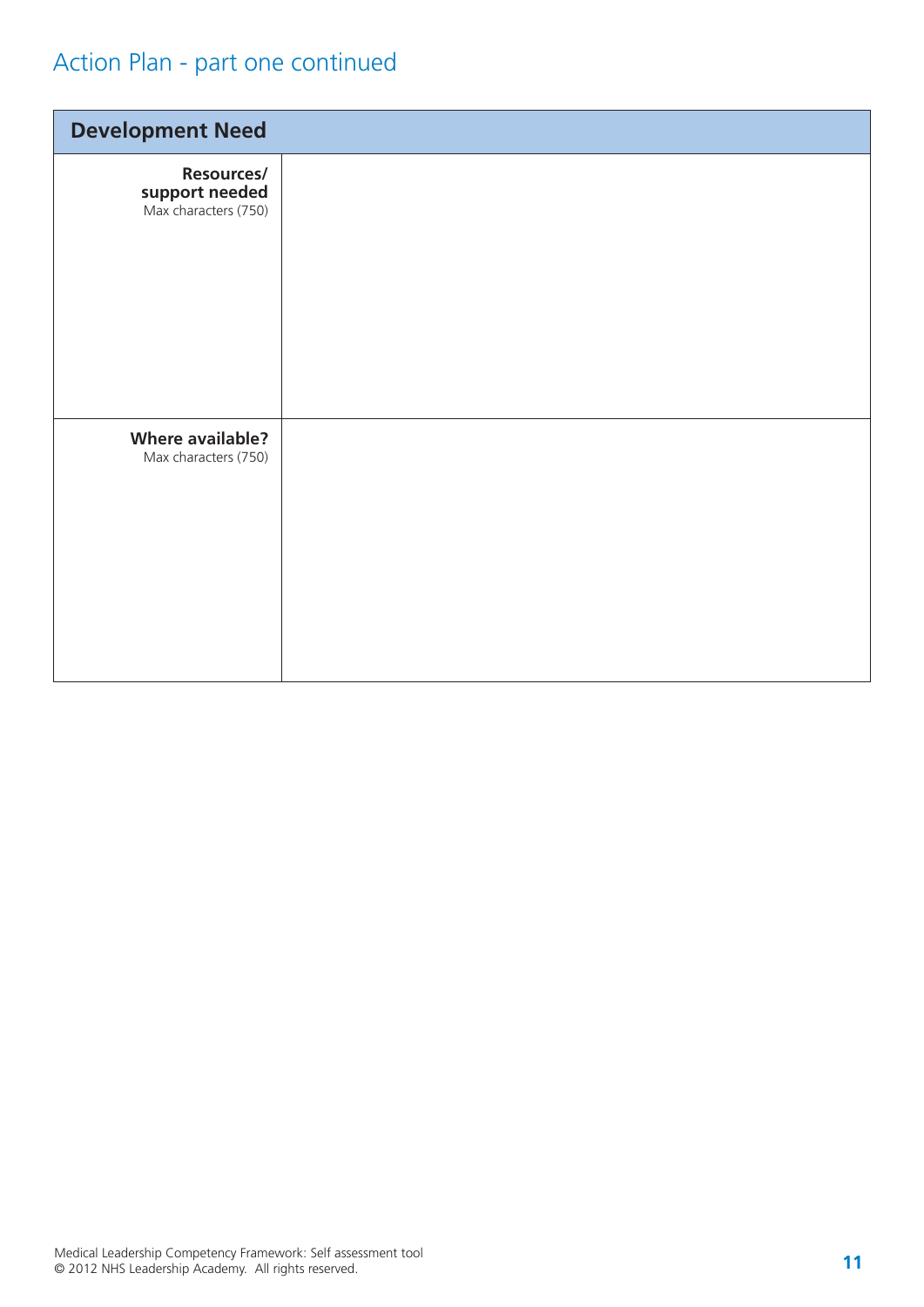## Action Plan - part one continued

| Development Need | |
|---|---|
| **Resources/ support needed** Max characters (750) | |
| **Where available?** Max characters (750) | |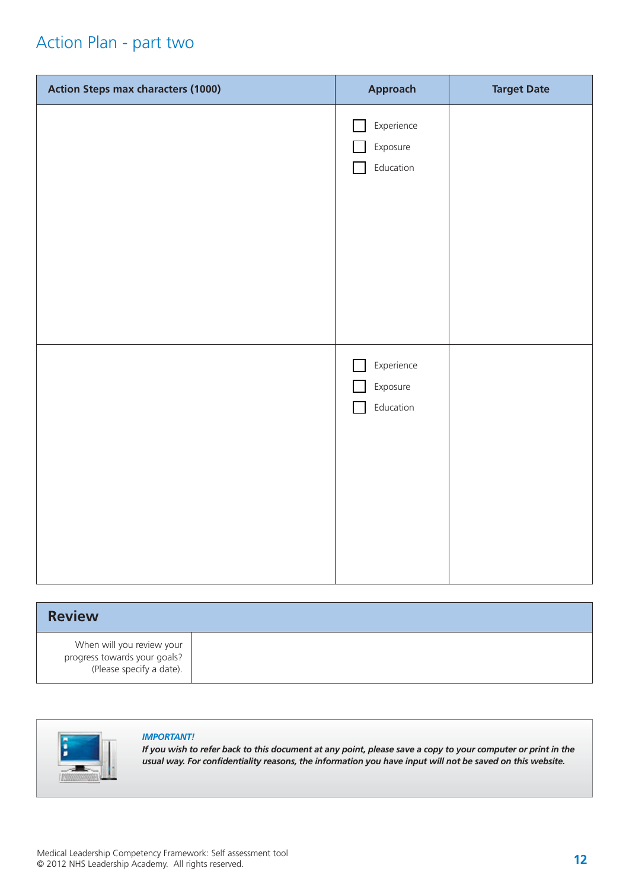# Action Plan - part two

| Action Steps max characters (1000) | Approach | Target Date |
|---|---|---|
| | ☐ Experience<br>☐ Exposure<br>☐ Education | |
| | ☐ Experience<br>☐ Exposure<br>☐ Education | |

## Review

| | |
|---|---|
| When will you review your progress towards your goals? (Please specify a date). | |

***IMPORTANT!***

***If you wish to refer back to this document at any point, please save a copy to your computer or print in the usual way. For confidentiality reasons, the information you have input will not be saved on this website.***

Medical Leadership Competency Framework: Self assessment tool
© 2012 NHS Leadership Academy. All rights reserved.